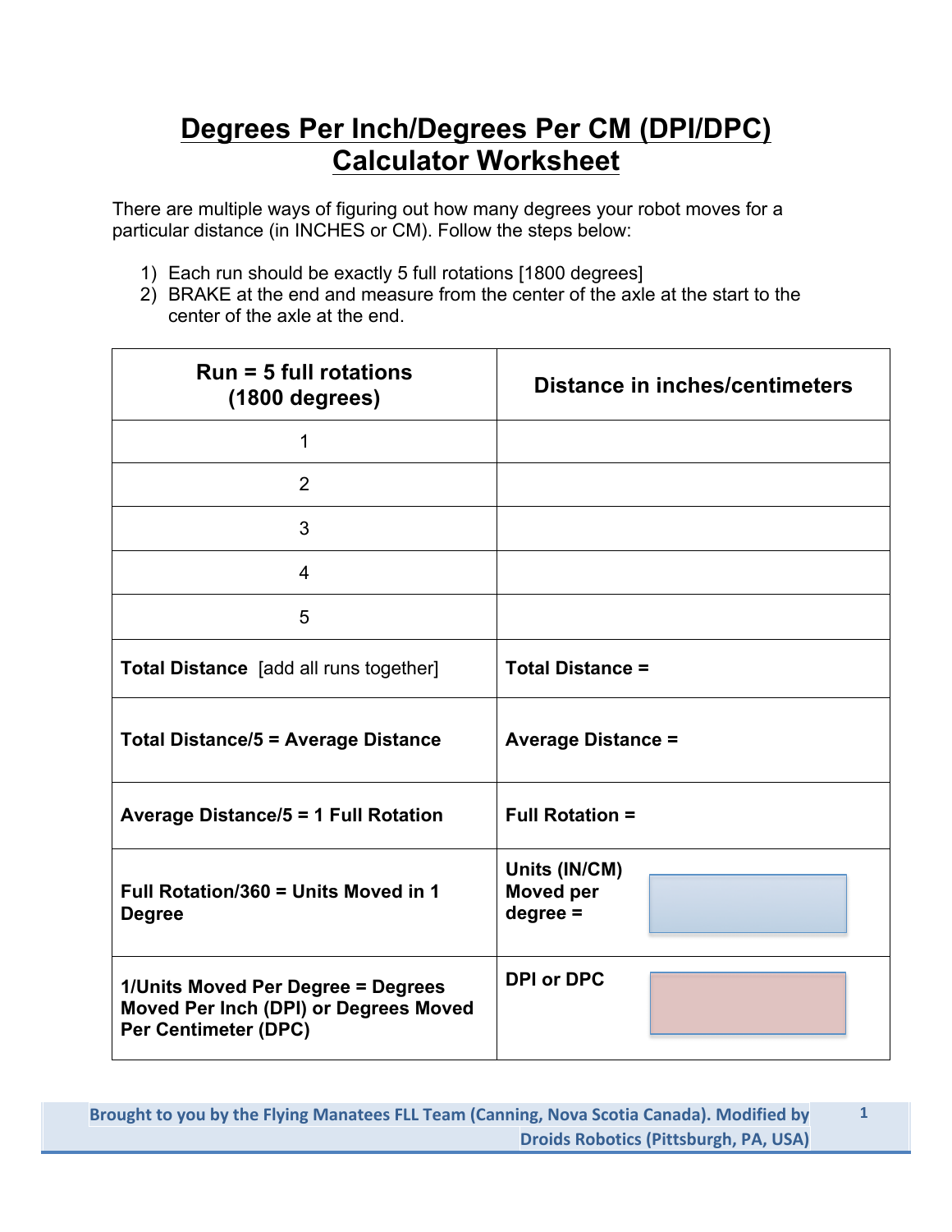# Degrees Per Inch/Degrees Per CM (DPI/DPC) Calculator Worksheet

There are multiple ways of figuring out how many degrees your robot moves for a particular distance (in INCHES or CM). Follow the steps below:

1) Each run should be exactly 5 full rotations [1800 degrees]
2) BRAKE at the end and measure from the center of the axle at the start to the center of the axle at the end.

| **Run = 5 full rotations (1800 degrees)** | **Distance in inches/centimeters** |
|---|---|
| 1 | |
| 2 | |
| 3 | |
| 4 | |
| 5 | |
| **Total Distance** [add all runs together] | **Total Distance =** |
| **Total Distance/5 = Average Distance** | **Average Distance =** |
| **Average Distance/5 = 1 Full Rotation** | **Full Rotation =** |
| **Full Rotation/360 = Units Moved in 1 Degree** | **Units (IN/CM) Moved per degree =** |
| **1/Units Moved Per Degree = Degrees Moved Per Inch (DPI) or Degrees Moved Per Centimeter (DPC)** | **DPI or DPC** |

Brought to you by the Flying Manatees FLL Team (Canning, Nova Scotia Canada). Modified by Droids Robotics (Pittsburgh, PA, USA)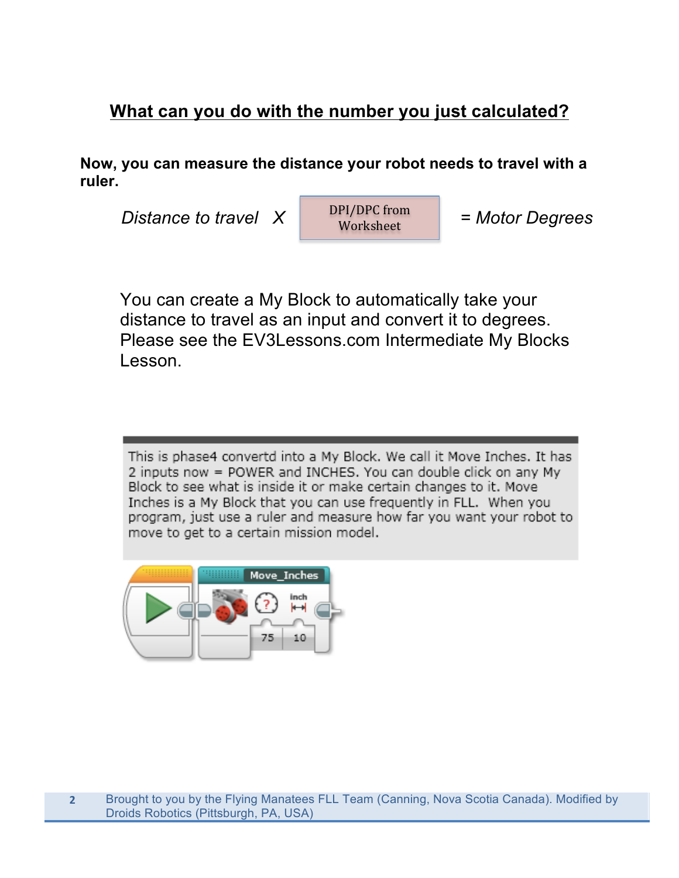## What can you do with the number you just calculated?

**Now, you can measure the distance your robot needs to travel with a ruler.**

*Distance to travel* X DPI/DPC from Worksheet = *Motor Degrees*

You can create a My Block to automatically take your distance to travel as an input and convert it to degrees. Please see the EV3Lessons.com Intermediate My Blocks Lesson.

This is phase4 convertd into a My Block. We call it Move Inches. It has 2 inputs now = POWER and INCHES. You can double click on any My Block to see what is inside it or make certain changes to it. Move Inches is a My Block that you can use frequently in FLL. When you program, just use a ruler and measure how far you want your robot to move to get to a certain mission model.

Move_Inches

inch

75 10